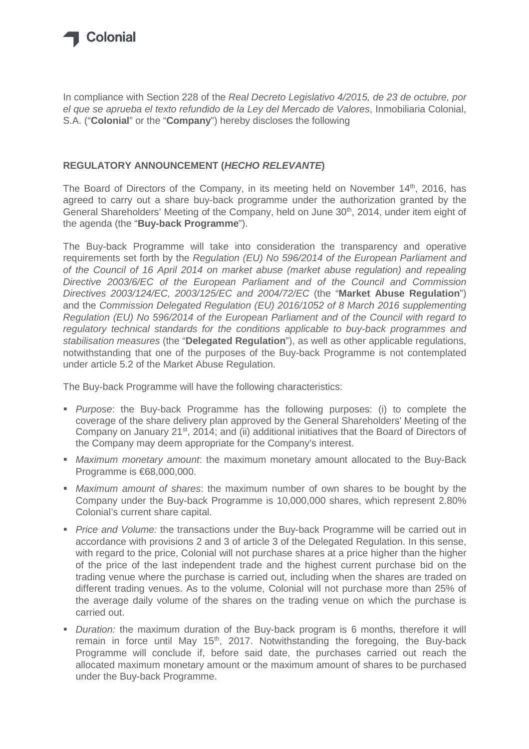Colonial

In compliance with Section 228 of the *Real Decreto Legislativo 4/2015, de 23 de octubre, por el que se aprueba el texto refundido de la Ley del Mercado de Valores*, Inmobiliaria Colonial, S.A. ("**Colonial**" or the "**Company**") hereby discloses the following

**REGULATORY ANNOUNCEMENT (*HECHO RELEVANTE*)**

The Board of Directors of the Company, in its meeting held on November 14th, 2016, has agreed to carry out a share buy-back programme under the authorization granted by the General Shareholders' Meeting of the Company, held on June 30th, 2014, under item eight of the agenda (the "**Buy-back Programme**").

The Buy-back Programme will take into consideration the transparency and operative requirements set forth by the *Regulation (EU) No 596/2014 of the European Parliament and of the Council of 16 April 2014 on market abuse (market abuse regulation) and repealing Directive 2003/6/EC of the European Parliament and of the Council and Commission Directives 2003/124/EC, 2003/125/EC and 2004/72/EC* (the "**Market Abuse Regulation**") and the *Commission Delegated Regulation (EU) 2016/1052 of 8 March 2016 supplementing Regulation (EU) No 596/2014 of the European Parliament and of the Council with regard to regulatory technical standards for the conditions applicable to buy-back programmes and stabilisation measures* (the "**Delegated Regulation**"), as well as other applicable regulations, notwithstanding that one of the purposes of the Buy-back Programme is not contemplated under article 5.2 of the Market Abuse Regulation.

The Buy-back Programme will have the following characteristics:

- *Purpose*: the Buy-back Programme has the following purposes: (i) to complete the coverage of the share delivery plan approved by the General Shareholders' Meeting of the Company on January 21st, 2014; and (ii) additional initiatives that the Board of Directors of the Company may deem appropriate for the Company's interest.
- *Maximum monetary amount*: the maximum monetary amount allocated to the Buy-Back Programme is €68,000,000.
- *Maximum amount of shares*: the maximum number of own shares to be bought by the Company under the Buy-back Programme is 10,000,000 shares, which represent 2.80% Colonial's current share capital.
- *Price and Volume:* the transactions under the Buy-back Programme will be carried out in accordance with provisions 2 and 3 of article 3 of the Delegated Regulation. In this sense, with regard to the price, Colonial will not purchase shares at a price higher than the higher of the price of the last independent trade and the highest current purchase bid on the trading venue where the purchase is carried out, including when the shares are traded on different trading venues. As to the volume, Colonial will not purchase more than 25% of the average daily volume of the shares on the trading venue on which the purchase is carried out.
- *Duration:* the maximum duration of the Buy-back program is 6 months, therefore it will remain in force until May 15th, 2017. Notwithstanding the foregoing, the Buy-back Programme will conclude if, before said date, the purchases carried out reach the allocated maximum monetary amount or the maximum amount of shares to be purchased under the Buy-back Programme.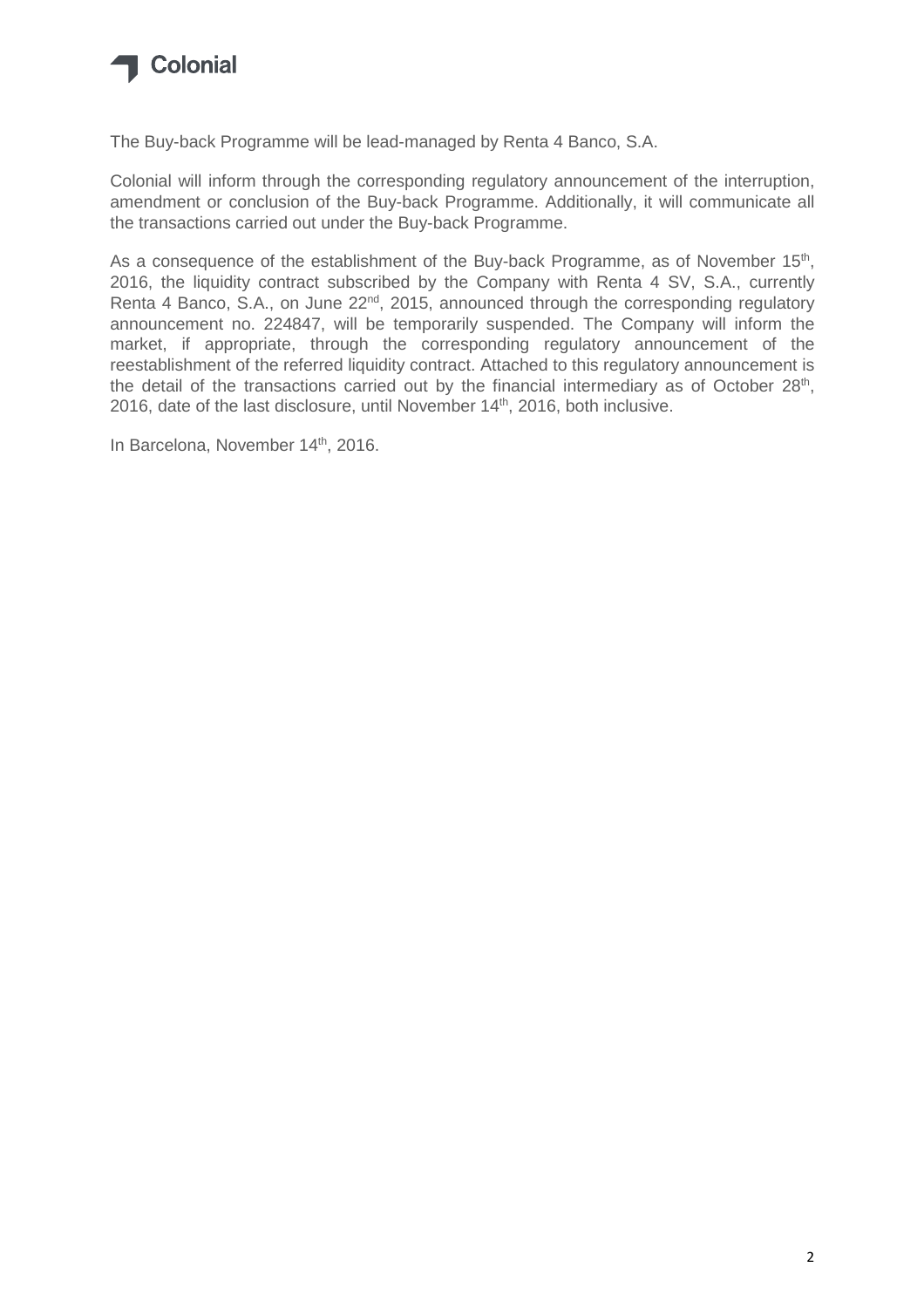The Buy-back Programme will be lead-managed by Renta 4 Banco, S.A.

Colonial will inform through the corresponding regulatory announcement of the interruption, amendment or conclusion of the Buy-back Programme. Additionally, it will communicate all the transactions carried out under the Buy-back Programme.

As a consequence of the establishment of the Buy-back Programme, as of November 15th, 2016, the liquidity contract subscribed by the Company with Renta 4 SV, S.A., currently Renta 4 Banco, S.A., on June 22nd, 2015, announced through the corresponding regulatory announcement no. 224847, will be temporarily suspended. The Company will inform the market, if appropriate, through the corresponding regulatory announcement of the reestablishment of the referred liquidity contract. Attached to this regulatory announcement is the detail of the transactions carried out by the financial intermediary as of October 28th, 2016, date of the last disclosure, until November 14th, 2016, both inclusive.

In Barcelona, November 14th, 2016.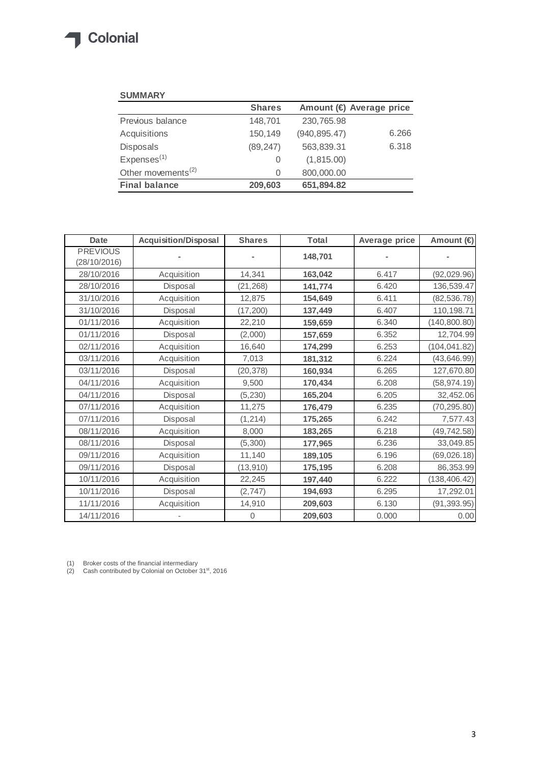**SUMMARY**

| | Shares | Amount (€) | Average price |
|---|---|---|---|
| Previous balance | 148,701 | 230,765.98 | |
| Acquisitions | 150,149 | (940,895.47) | 6.266 |
| Disposals | (89,247) | 563,839.31 | 6.318 |
| Expenses[(1)] | 0 | (1,815.00) | |
| Other movements[(2)] | 0 | 800,000.00 | |
| **Final balance** | **209,603** | **651,894.82** | |

| Date | Acquisition/Disposal | Shares | Total | Average price | Amount (€) |
|---|---|---|---|---|---|
| PREVIOUS (28/10/2016) | - | - | **148,701** | - | - |
| 28/10/2016 | Acquisition | 14,341 | **163,042** | 6.417 | (92,029.96) |
| 28/10/2016 | Disposal | (21,268) | **141,774** | 6.420 | 136,539.47 |
| 31/10/2016 | Acquisition | 12,875 | **154,649** | 6.411 | (82,536.78) |
| 31/10/2016 | Disposal | (17,200) | **137,449** | 6.407 | 110,198.71 |
| 01/11/2016 | Acquisition | 22,210 | **159,659** | 6.340 | (140,800.80) |
| 01/11/2016 | Disposal | (2,000) | **157,659** | 6.352 | 12,704.99 |
| 02/11/2016 | Acquisition | 16,640 | **174,299** | 6.253 | (104,041.82) |
| 03/11/2016 | Acquisition | 7,013 | **181,312** | 6.224 | (43,646.99) |
| 03/11/2016 | Disposal | (20,378) | **160,934** | 6.265 | 127,670.80 |
| 04/11/2016 | Acquisition | 9,500 | **170,434** | 6.208 | (58,974.19) |
| 04/11/2016 | Disposal | (5,230) | **165,204** | 6.205 | 32,452.06 |
| 07/11/2016 | Acquisition | 11,275 | **176,479** | 6.235 | (70,295.80) |
| 07/11/2016 | Disposal | (1,214) | **175,265** | 6.242 | 7,577.43 |
| 08/11/2016 | Acquisition | 8,000 | **183,265** | 6.218 | (49,742.58) |
| 08/11/2016 | Disposal | (5,300) | **177,965** | 6.236 | 33,049.85 |
| 09/11/2016 | Acquisition | 11,140 | **189,105** | 6.196 | (69,026.18) |
| 09/11/2016 | Disposal | (13,910) | **175,195** | 6.208 | 86,353.99 |
| 10/11/2016 | Acquisition | 22,245 | **197,440** | 6.222 | (138,406.42) |
| 10/11/2016 | Disposal | (2,747) | **194,693** | 6.295 | 17,292.01 |
| 11/11/2016 | Acquisition | 14,910 | **209,603** | 6.130 | (91,393.95) |
| 14/11/2016 | - | 0 | **209,603** | 0.000 | 0.00 |

(1) Broker costs of the financial intermediary
(2) Cash contributed by Colonial on October 31st, 2016